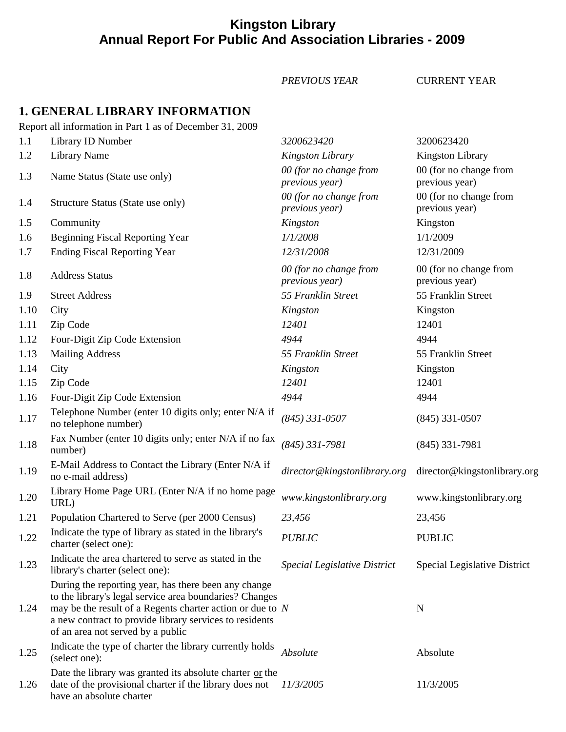# Kingston Library
# Annual Report For Public And Association Libraries - 2009

| | | PREVIOUS YEAR | CURRENT YEAR |
|---|---|---|---|

## 1. GENERAL LIBRARY INFORMATION

Report all information in Part 1 as of December 31, 2009

| | | *PREVIOUS YEAR* | CURRENT YEAR |
|---|---|---|---|
| 1.1 | Library ID Number | *3200623420* | 3200623420 |
| 1.2 | Library Name | *Kingston Library* | Kingston Library |
| 1.3 | Name Status (State use only) | *00 (for no change from previous year)* | 00 (for no change from previous year) |
| 1.4 | Structure Status (State use only) | *00 (for no change from previous year)* | 00 (for no change from previous year) |
| 1.5 | Community | *Kingston* | Kingston |
| 1.6 | Beginning Fiscal Reporting Year | *1/1/2008* | 1/1/2009 |
| 1.7 | Ending Fiscal Reporting Year | *12/31/2008* | 12/31/2009 |
| 1.8 | Address Status | *00 (for no change from previous year)* | 00 (for no change from previous year) |
| 1.9 | Street Address | *55 Franklin Street* | 55 Franklin Street |
| 1.10 | City | *Kingston* | Kingston |
| 1.11 | Zip Code | *12401* | 12401 |
| 1.12 | Four-Digit Zip Code Extension | *4944* | 4944 |
| 1.13 | Mailing Address | *55 Franklin Street* | 55 Franklin Street |
| 1.14 | City | *Kingston* | Kingston |
| 1.15 | Zip Code | *12401* | 12401 |
| 1.16 | Four-Digit Zip Code Extension | *4944* | 4944 |
| 1.17 | Telephone Number (enter 10 digits only; enter N/A if no telephone number) | *(845) 331-0507* | (845) 331-0507 |
| 1.18 | Fax Number (enter 10 digits only; enter N/A if no fax number) | *(845) 331-7981* | (845) 331-7981 |
| 1.19 | E-Mail Address to Contact the Library (Enter N/A if no e-mail address) | *director@kingstonlibrary.org* | director@kingstonlibrary.org |
| 1.20 | Library Home Page URL (Enter N/A if no home page URL) | *www.kingstonlibrary.org* | www.kingstonlibrary.org |
| 1.21 | Population Chartered to Serve (per 2000 Census) | *23,456* | 23,456 |
| 1.22 | Indicate the type of library as stated in the library's charter (select one): | *PUBLIC* | PUBLIC |
| 1.23 | Indicate the area chartered to serve as stated in the library's charter (select one): | *Special Legislative District* | Special Legislative District |
| 1.24 | During the reporting year, has there been any change to the library's legal service area boundaries? Changes may be the result of a Regents charter action or due to a new contract to provide library services to residents of an area not served by a public | *N* | N |
| 1.25 | Indicate the type of charter the library currently holds (select one): | *Absolute* | Absolute |
| 1.26 | Date the library was granted its absolute charter or the date of the provisional charter if the library does not have an absolute charter | *11/3/2005* | 11/3/2005 |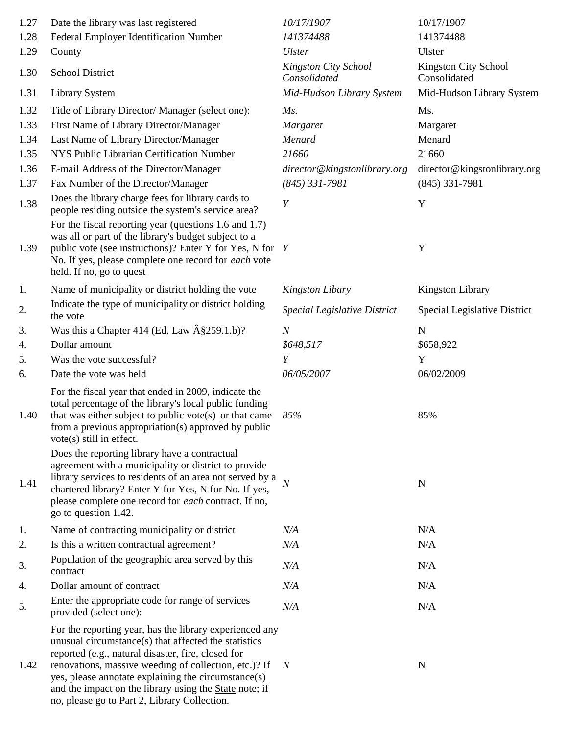| | | | |
|---|---|---|---|
| 1.27 | Date the library was last registered | *10/17/1907* | 10/17/1907 |
| 1.28 | Federal Employer Identification Number | *141374488* | 141374488 |
| 1.29 | County | *Ulster* | Ulster |
| 1.30 | School District | *Kingston City School Consolidated* | Kingston City School Consolidated |
| 1.31 | Library System | *Mid-Hudson Library System* | Mid-Hudson Library System |
| 1.32 | Title of Library Director/ Manager (select one): | *Ms.* | Ms. |
| 1.33 | First Name of Library Director/Manager | *Margaret* | Margaret |
| 1.34 | Last Name of Library Director/Manager | *Menard* | Menard |
| 1.35 | NYS Public Librarian Certification Number | *21660* | 21660 |
| 1.36 | E-mail Address of the Director/Manager | *director@kingstonlibrary.org* | director@kingstonlibrary.org |
| 1.37 | Fax Number of the Director/Manager | *(845) 331-7981* | (845) 331-7981 |
| 1.38 | Does the library charge fees for library cards to people residing outside the system's service area? | *Y* | Y |
| 1.39 | For the fiscal reporting year (questions 1.6 and 1.7) was all or part of the library's budget subject to a public vote (see instructions)? Enter Y for Yes, N for No. If yes, please complete one record for *each* vote held. If no, go to quest | *Y* | Y |
| 1. | Name of municipality or district holding the vote | *Kingston Libary* | Kingston Library |
| 2. | Indicate the type of municipality or district holding the vote | *Special Legislative District* | Special Legislative District |
| 3. | Was this a Chapter 414 (Ed. Law Â§259.1.b)? | *N* | N |
| 4. | Dollar amount | *$648,517* | $658,922 |
| 5. | Was the vote successful? | *Y* | Y |
| 6. | Date the vote was held | *06/05/2007* | 06/02/2009 |
| 1.40 | For the fiscal year that ended in 2009, indicate the total percentage of the library's local public funding that was either subject to public vote(s) or that came from a previous appropriation(s) approved by public vote(s) still in effect. | *85%* | 85% |
| 1.41 | Does the reporting library have a contractual agreement with a municipality or district to provide library services to residents of an area not served by a chartered library? Enter Y for Yes, N for No. If yes, please complete one record for *each* contract. If no, go to question 1.42. | *N* | N |
| 1. | Name of contracting municipality or district | *N/A* | N/A |
| 2. | Is this a written contractual agreement? | *N/A* | N/A |
| 3. | Population of the geographic area served by this contract | *N/A* | N/A |
| 4. | Dollar amount of contract | *N/A* | N/A |
| 5. | Enter the appropriate code for range of services provided (select one): | *N/A* | N/A |
| 1.42 | For the reporting year, has the library experienced any unusual circumstance(s) that affected the statistics reported (e.g., natural disaster, fire, closed for renovations, massive weeding of collection, etc.)? If yes, please annotate explaining the circumstance(s) and the impact on the library using the State note; if no, please go to Part 2, Library Collection. | *N* | N |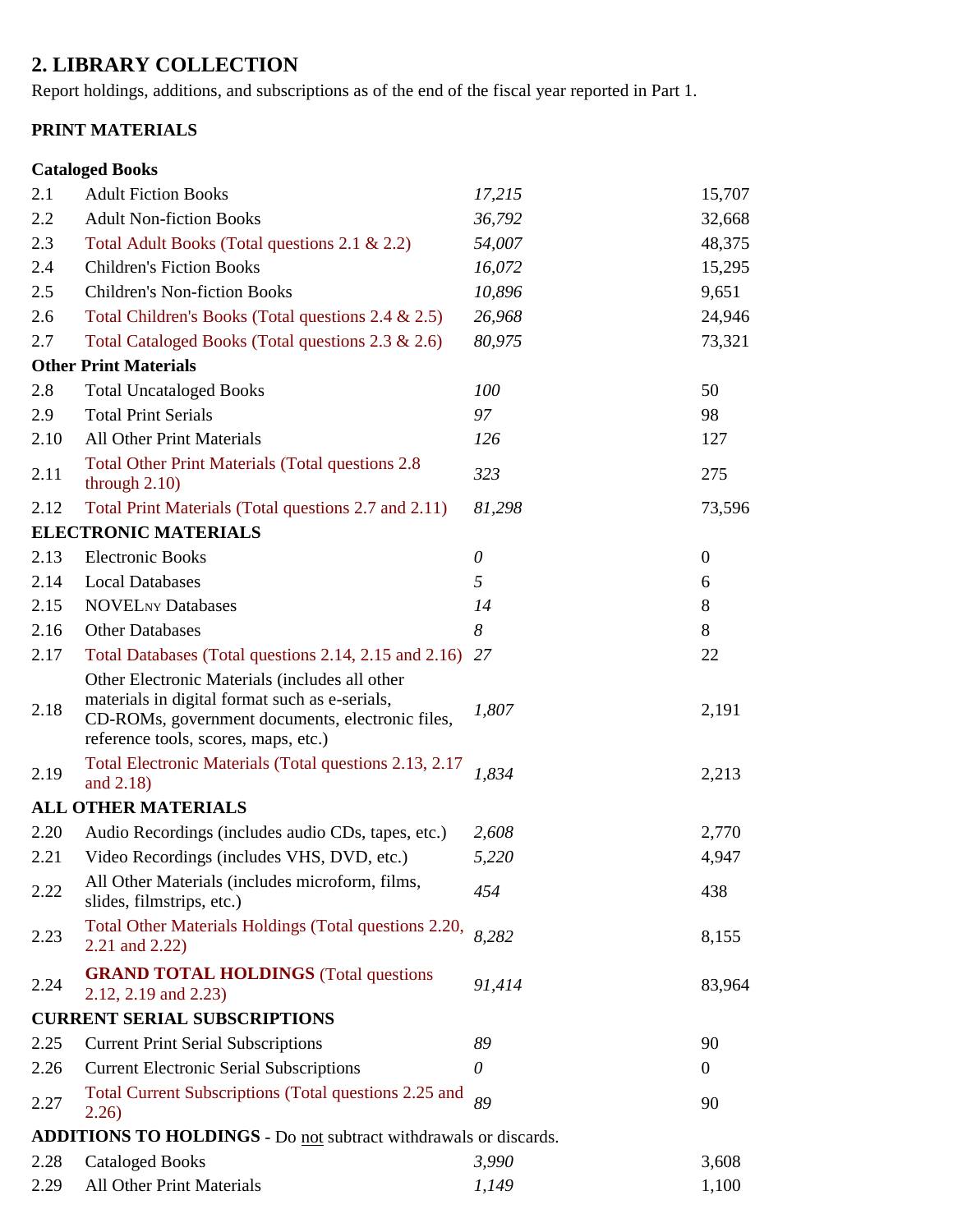## 2. LIBRARY COLLECTION

Report holdings, additions, and subscriptions as of the end of the fiscal year reported in Part 1.

### PRINT MATERIALS

| | | | |
|---|---|---|---|
| **Cataloged Books** | | | |
| 2.1 | Adult Fiction Books | *17,215* | 15,707 |
| 2.2 | Adult Non-fiction Books | *36,792* | 32,668 |
| 2.3 | Total Adult Books (Total questions 2.1 & 2.2) | *54,007* | 48,375 |
| 2.4 | Children's Fiction Books | *16,072* | 15,295 |
| 2.5 | Children's Non-fiction Books | *10,896* | 9,651 |
| 2.6 | Total Children's Books (Total questions 2.4 & 2.5) | *26,968* | 24,946 |
| 2.7 | Total Cataloged Books (Total questions 2.3 & 2.6) | *80,975* | 73,321 |
| **Other Print Materials** | | | |
| 2.8 | Total Uncataloged Books | *100* | 50 |
| 2.9 | Total Print Serials | *97* | 98 |
| 2.10 | All Other Print Materials | *126* | 127 |
| 2.11 | Total Other Print Materials (Total questions 2.8 through 2.10) | *323* | 275 |
| 2.12 | Total Print Materials (Total questions 2.7 and 2.11) | *81,298* | 73,596 |
| **ELECTRONIC MATERIALS** | | | |
| 2.13 | Electronic Books | *0* | 0 |
| 2.14 | Local Databases | *5* | 6 |
| 2.15 | NOVELNY Databases | *14* | 8 |
| 2.16 | Other Databases | *8* | 8 |
| 2.17 | Total Databases (Total questions 2.14, 2.15 and 2.16) | *27* | 22 |
| 2.18 | Other Electronic Materials (includes all other materials in digital format such as e-serials, CD-ROMs, government documents, electronic files, reference tools, scores, maps, etc.) | *1,807* | 2,191 |
| 2.19 | Total Electronic Materials (Total questions 2.13, 2.17 and 2.18) | *1,834* | 2,213 |
| **ALL OTHER MATERIALS** | | | |
| 2.20 | Audio Recordings (includes audio CDs, tapes, etc.) | *2,608* | 2,770 |
| 2.21 | Video Recordings (includes VHS, DVD, etc.) | *5,220* | 4,947 |
| 2.22 | All Other Materials (includes microform, films, slides, filmstrips, etc.) | *454* | 438 |
| 2.23 | Total Other Materials Holdings (Total questions 2.20, 2.21 and 2.22) | *8,282* | 8,155 |
| 2.24 | **GRAND TOTAL HOLDINGS** (Total questions 2.12, 2.19 and 2.23) | *91,414* | 83,964 |
| **CURRENT SERIAL SUBSCRIPTIONS** | | | |
| 2.25 | Current Print Serial Subscriptions | *89* | 90 |
| 2.26 | Current Electronic Serial Subscriptions | *0* | 0 |
| 2.27 | Total Current Subscriptions (Total questions 2.25 and 2.26) | *89* | 90 |
| **ADDITIONS TO HOLDINGS** - Do not subtract withdrawals or discards. | | | |
| 2.28 | Cataloged Books | *3,990* | 3,608 |
| 2.29 | All Other Print Materials | *1,149* | 1,100 |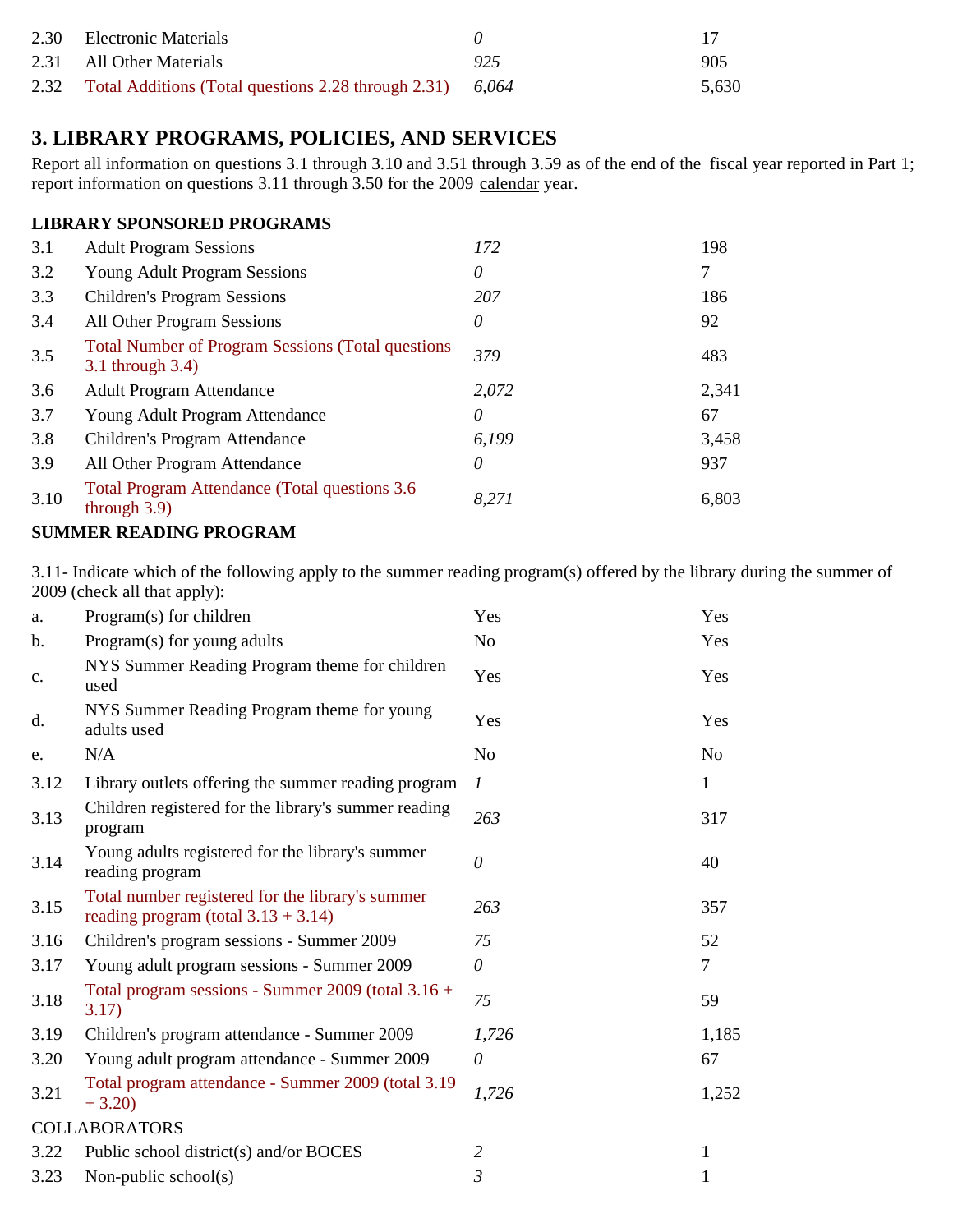| | | | |
|---|---|---|---|
| 2.30 | Electronic Materials | *0* | 17 |
| 2.31 | All Other Materials | *925* | 905 |
| 2.32 | Total Additions (Total questions 2.28 through 2.31) | *6,064* | 5,630 |

## 3. LIBRARY PROGRAMS, POLICIES, AND SERVICES

Report all information on questions 3.1 through 3.10 and 3.51 through 3.59 as of the end of the fiscal year reported in Part 1; report information on questions 3.11 through 3.50 for the 2009 calendar year.

**LIBRARY SPONSORED PROGRAMS**

| | | | |
|---|---|---|---|
| 3.1 | Adult Program Sessions | *172* | 198 |
| 3.2 | Young Adult Program Sessions | *0* | 7 |
| 3.3 | Children's Program Sessions | *207* | 186 |
| 3.4 | All Other Program Sessions | *0* | 92 |
| 3.5 | Total Number of Program Sessions (Total questions 3.1 through 3.4) | *379* | 483 |
| 3.6 | Adult Program Attendance | *2,072* | 2,341 |
| 3.7 | Young Adult Program Attendance | *0* | 67 |
| 3.8 | Children's Program Attendance | *6,199* | 3,458 |
| 3.9 | All Other Program Attendance | *0* | 937 |
| 3.10 | Total Program Attendance (Total questions 3.6 through 3.9) | *8,271* | 6,803 |

**SUMMER READING PROGRAM**

3.11- Indicate which of the following apply to the summer reading program(s) offered by the library during the summer of 2009 (check all that apply):

| | | | |
|---|---|---|---|
| a. | Program(s) for children | Yes | Yes |
| b. | Program(s) for young adults | No | Yes |
| c. | NYS Summer Reading Program theme for children used | Yes | Yes |
| d. | NYS Summer Reading Program theme for young adults used | Yes | Yes |
| e. | N/A | No | No |
| 3.12 | Library outlets offering the summer reading program | *1* | 1 |
| 3.13 | Children registered for the library's summer reading program | *263* | 317 |
| 3.14 | Young adults registered for the library's summer reading program | *0* | 40 |
| 3.15 | Total number registered for the library's summer reading program (total 3.13 + 3.14) | *263* | 357 |
| 3.16 | Children's program sessions - Summer 2009 | *75* | 52 |
| 3.17 | Young adult program sessions - Summer 2009 | *0* | 7 |
| 3.18 | Total program sessions - Summer 2009 (total 3.16 + 3.17) | *75* | 59 |
| 3.19 | Children's program attendance - Summer 2009 | *1,726* | 1,185 |
| 3.20 | Young adult program attendance - Summer 2009 | *0* | 67 |
| 3.21 | Total program attendance - Summer 2009 (total 3.19 + 3.20) | *1,726* | 1,252 |
| COLLABORATORS | | | |
| 3.22 | Public school district(s) and/or BOCES | *2* | 1 |
| 3.23 | Non-public school(s) | *3* | 1 |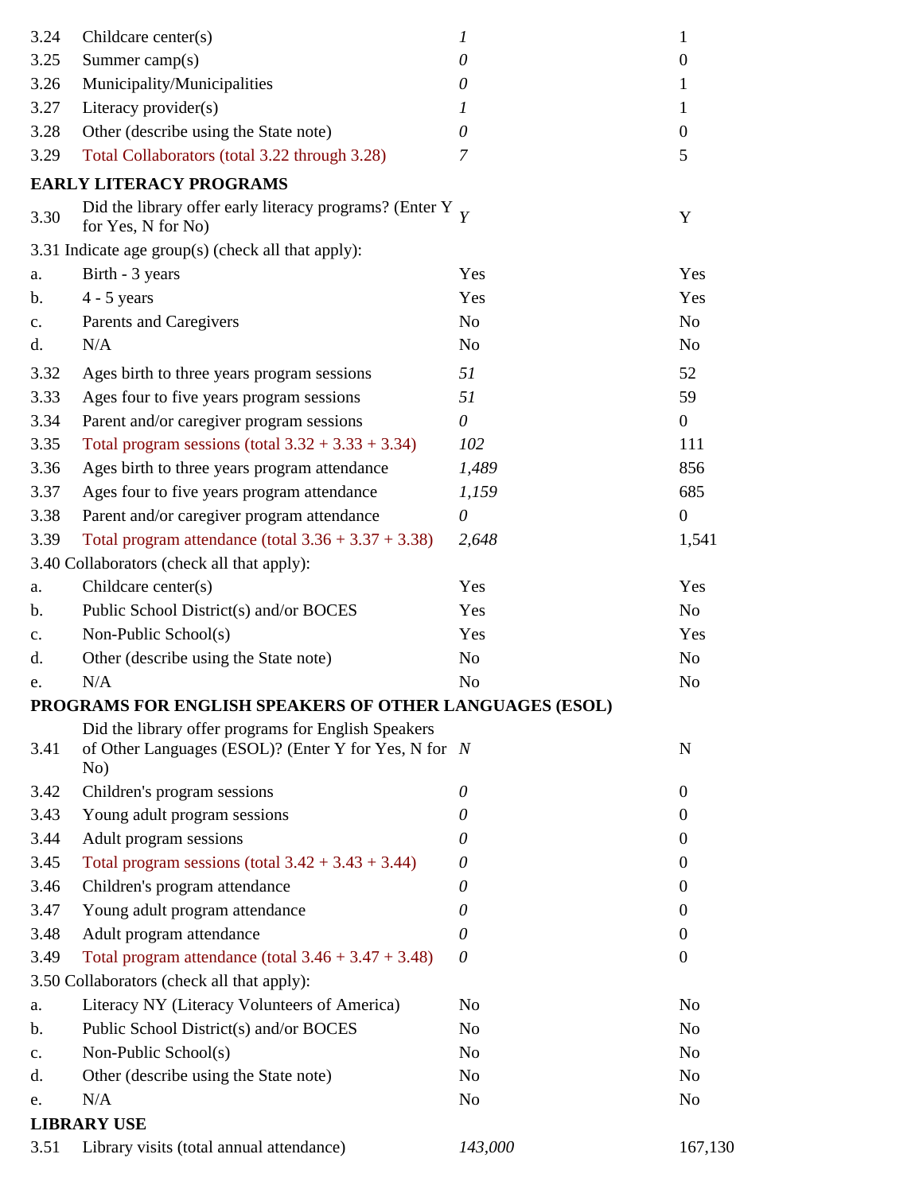| | | | |
|---|---|---|---|
| 3.24 | Childcare center(s) | *1* | 1 |
| 3.25 | Summer camp(s) | *0* | 0 |
| 3.26 | Municipality/Municipalities | *0* | 1 |
| 3.27 | Literacy provider(s) | *1* | 1 |
| 3.28 | Other (describe using the State note) | *0* | 0 |
| 3.29 | Total Collaborators (total 3.22 through 3.28) | *7* | 5 |

**EARLY LITERACY PROGRAMS**

| | | | |
|---|---|---|---|
| 3.30 | Did the library offer early literacy programs? (Enter Y for Yes, N for No) | *Y* | Y |
| 3.31 Indicate age group(s) (check all that apply): | | | |
| a. | Birth - 3 years | Yes | Yes |
| b. | 4 - 5 years | Yes | Yes |
| c. | Parents and Caregivers | No | No |
| d. | N/A | No | No |
| 3.32 | Ages birth to three years program sessions | *51* | 52 |
| 3.33 | Ages four to five years program sessions | *51* | 59 |
| 3.34 | Parent and/or caregiver program sessions | *0* | 0 |
| 3.35 | Total program sessions (total 3.32 + 3.33 + 3.34) | *102* | 111 |
| 3.36 | Ages birth to three years program attendance | *1,489* | 856 |
| 3.37 | Ages four to five years program attendance | *1,159* | 685 |
| 3.38 | Parent and/or caregiver program attendance | *0* | 0 |
| 3.39 | Total program attendance (total 3.36 + 3.37 + 3.38) | *2,648* | 1,541 |
| 3.40 Collaborators (check all that apply): | | | |
| a. | Childcare center(s) | Yes | Yes |
| b. | Public School District(s) and/or BOCES | Yes | No |
| c. | Non-Public School(s) | Yes | Yes |
| d. | Other (describe using the State note) | No | No |
| e. | N/A | No | No |

**PROGRAMS FOR ENGLISH SPEAKERS OF OTHER LANGUAGES (ESOL)**

| | | | |
|---|---|---|---|
| 3.41 | Did the library offer programs for English Speakers of Other Languages (ESOL)? (Enter Y for Yes, N for No) | *N* | N |
| 3.42 | Children's program sessions | *0* | 0 |
| 3.43 | Young adult program sessions | *0* | 0 |
| 3.44 | Adult program sessions | *0* | 0 |
| 3.45 | Total program sessions (total 3.42 + 3.43 + 3.44) | *0* | 0 |
| 3.46 | Children's program attendance | *0* | 0 |
| 3.47 | Young adult program attendance | *0* | 0 |
| 3.48 | Adult program attendance | *0* | 0 |
| 3.49 | Total program attendance (total 3.46 + 3.47 + 3.48) | *0* | 0 |
| 3.50 Collaborators (check all that apply): | | | |
| a. | Literacy NY (Literacy Volunteers of America) | No | No |
| b. | Public School District(s) and/or BOCES | No | No |
| c. | Non-Public School(s) | No | No |
| d. | Other (describe using the State note) | No | No |
| e. | N/A | No | No |

**LIBRARY USE**

| | | | |
|---|---|---|---|
| 3.51 | Library visits (total annual attendance) | *143,000* | 167,130 |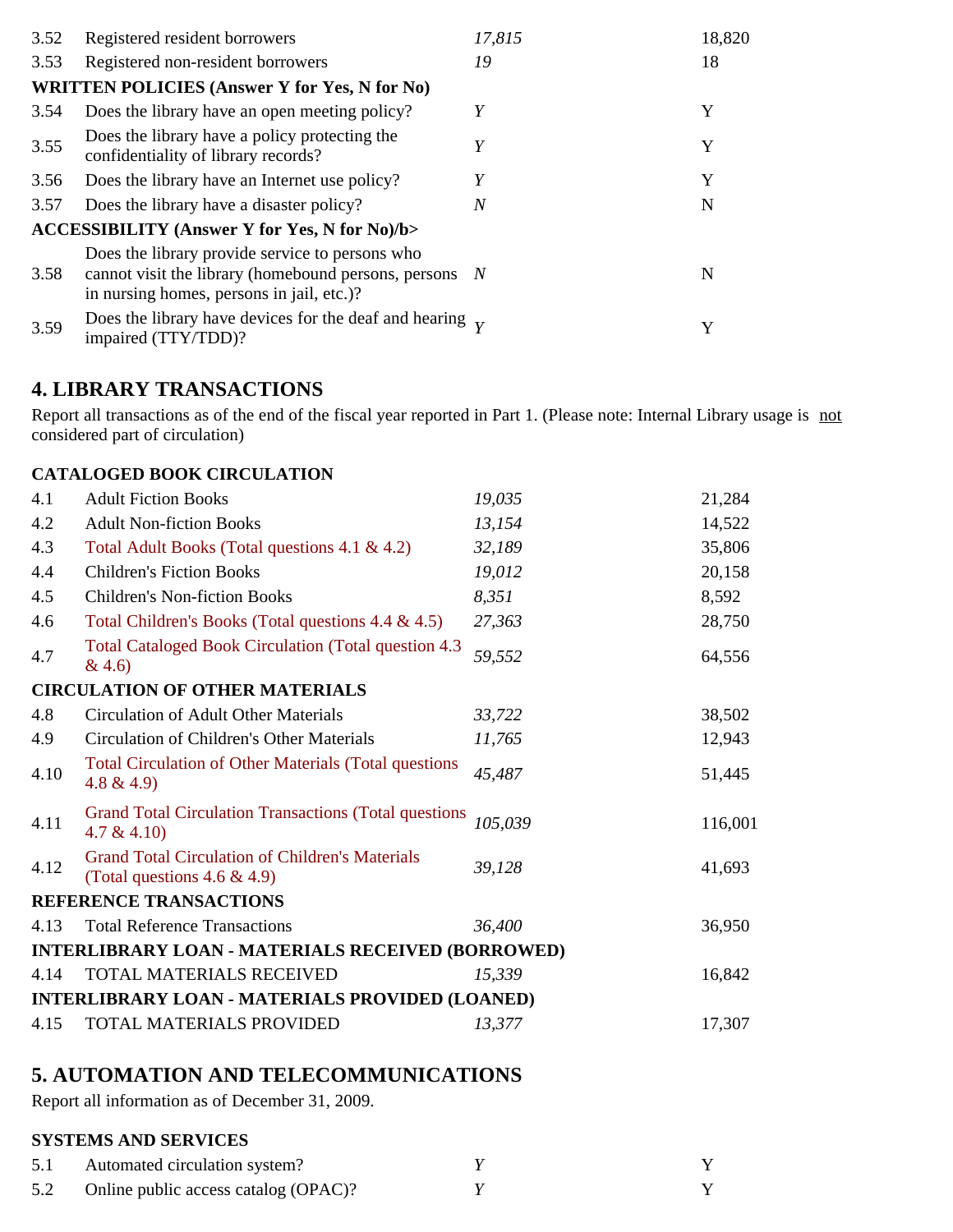| | | | |
|---|---|---|---|
| 3.52 | Registered resident borrowers | *17,815* | 18,820 |
| 3.53 | Registered non-resident borrowers | *19* | 18 |
| **WRITTEN POLICIES (Answer Y for Yes, N for No)** | | | |
| 3.54 | Does the library have an open meeting policy? | *Y* | Y |
| 3.55 | Does the library have a policy protecting the confidentiality of library records? | *Y* | Y |
| 3.56 | Does the library have an Internet use policy? | *Y* | Y |
| 3.57 | Does the library have a disaster policy? | *N* | N |
| **ACCESSIBILITY (Answer Y for Yes, N for No)/b>** | | | |
| 3.58 | Does the library provide service to persons who cannot visit the library (homebound persons, persons in nursing homes, persons in jail, etc.)? | *N* | N |
| 3.59 | Does the library have devices for the deaf and hearing impaired (TTY/TDD)? | *Y* | Y |

## 4. LIBRARY TRANSACTIONS

Report all transactions as of the end of the fiscal year reported in Part 1. (Please note: Internal Library usage is not considered part of circulation)

| | | | |
|---|---|---|---|
| **CATALOGED BOOK CIRCULATION** | | | |
| 4.1 | Adult Fiction Books | *19,035* | 21,284 |
| 4.2 | Adult Non-fiction Books | *13,154* | 14,522 |
| 4.3 | Total Adult Books (Total questions 4.1 & 4.2) | *32,189* | 35,806 |
| 4.4 | Children's Fiction Books | *19,012* | 20,158 |
| 4.5 | Children's Non-fiction Books | *8,351* | 8,592 |
| 4.6 | Total Children's Books (Total questions 4.4 & 4.5) | *27,363* | 28,750 |
| 4.7 | Total Cataloged Book Circulation (Total question 4.3 & 4.6) | *59,552* | 64,556 |
| **CIRCULATION OF OTHER MATERIALS** | | | |
| 4.8 | Circulation of Adult Other Materials | *33,722* | 38,502 |
| 4.9 | Circulation of Children's Other Materials | *11,765* | 12,943 |
| 4.10 | Total Circulation of Other Materials (Total questions 4.8 & 4.9) | *45,487* | 51,445 |
| 4.11 | Grand Total Circulation Transactions (Total questions 4.7 & 4.10) | *105,039* | 116,001 |
| 4.12 | Grand Total Circulation of Children's Materials (Total questions 4.6 & 4.9) | *39,128* | 41,693 |
| **REFERENCE TRANSACTIONS** | | | |
| 4.13 | Total Reference Transactions | *36,400* | 36,950 |
| **INTERLIBRARY LOAN - MATERIALS RECEIVED (BORROWED)** | | | |
| 4.14 | TOTAL MATERIALS RECEIVED | *15,339* | 16,842 |
| **INTERLIBRARY LOAN - MATERIALS PROVIDED (LOANED)** | | | |
| 4.15 | TOTAL MATERIALS PROVIDED | *13,377* | 17,307 |

## 5. AUTOMATION AND TELECOMMUNICATIONS

Report all information as of December 31, 2009.

| | | | |
|---|---|---|---|
| **SYSTEMS AND SERVICES** | | | |
| 5.1 | Automated circulation system? | *Y* | Y |
| 5.2 | Online public access catalog (OPAC)? | *Y* | Y |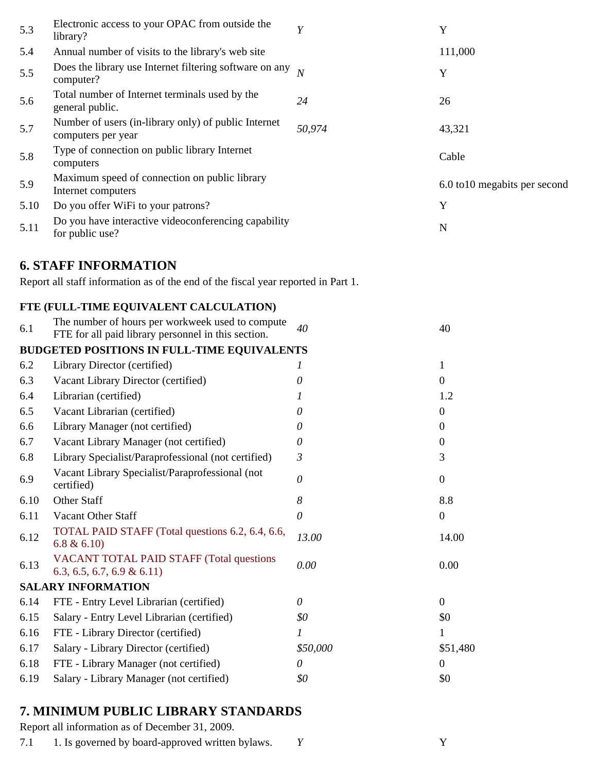| | | | |
|---|---|---|---|
| 5.3 | Electronic access to your OPAC from outside the library? | *Y* | Y |
| 5.4 | Annual number of visits to the library's web site | | 111,000 |
| 5.5 | Does the library use Internet filtering software on any computer? | *N* | Y |
| 5.6 | Total number of Internet terminals used by the general public. | *24* | 26 |
| 5.7 | Number of users (in-library only) of public Internet computers per year | *50,974* | 43,321 |
| 5.8 | Type of connection on public library Internet computers | | Cable |
| 5.9 | Maximum speed of connection on public library Internet computers | | 6.0 to10 megabits per second |
| 5.10 | Do you offer WiFi to your patrons? | | Y |
| 5.11 | Do you have interactive videoconferencing capability for public use? | | N |

## 6. STAFF INFORMATION

Report all staff information as of the end of the fiscal year reported in Part 1.

**FTE (FULL-TIME EQUIVALENT CALCULATION)**

| | | | |
|---|---|---|---|
| 6.1 | The number of hours per workweek used to compute FTE for all paid library personnel in this section. | *40* | 40 |
| **BUDGETED POSITIONS IN FULL-TIME EQUIVALENTS** | | | |
| 6.2 | Library Director (certified) | *1* | 1 |
| 6.3 | Vacant Library Director (certified) | *0* | 0 |
| 6.4 | Librarian (certified) | *1* | 1.2 |
| 6.5 | Vacant Librarian (certified) | *0* | 0 |
| 6.6 | Library Manager (not certified) | *0* | 0 |
| 6.7 | Vacant Library Manager (not certified) | *0* | 0 |
| 6.8 | Library Specialist/Paraprofessional (not certified) | *3* | 3 |
| 6.9 | Vacant Library Specialist/Paraprofessional (not certified) | *0* | 0 |
| 6.10 | Other Staff | *8* | 8.8 |
| 6.11 | Vacant Other Staff | *0* | 0 |
| 6.12 | TOTAL PAID STAFF (Total questions 6.2, 6.4, 6.6, 6.8 & 6.10) | *13.00* | 14.00 |
| 6.13 | VACANT TOTAL PAID STAFF (Total questions 6.3, 6.5, 6.7, 6.9 & 6.11) | *0.00* | 0.00 |
| **SALARY INFORMATION** | | | |
| 6.14 | FTE - Entry Level Librarian (certified) | *0* | 0 |
| 6.15 | Salary - Entry Level Librarian (certified) | *$0* | $0 |
| 6.16 | FTE - Library Director (certified) | *1* | 1 |
| 6.17 | Salary - Library Director (certified) | *$50,000* | $51,480 |
| 6.18 | FTE - Library Manager (not certified) | *0* | 0 |
| 6.19 | Salary - Library Manager (not certified) | *$0* | $0 |

## 7. MINIMUM PUBLIC LIBRARY STANDARDS

Report all information as of December 31, 2009.

| | | | |
|---|---|---|---|
| 7.1 | 1. Is governed by board-approved written bylaws. | *Y* | Y |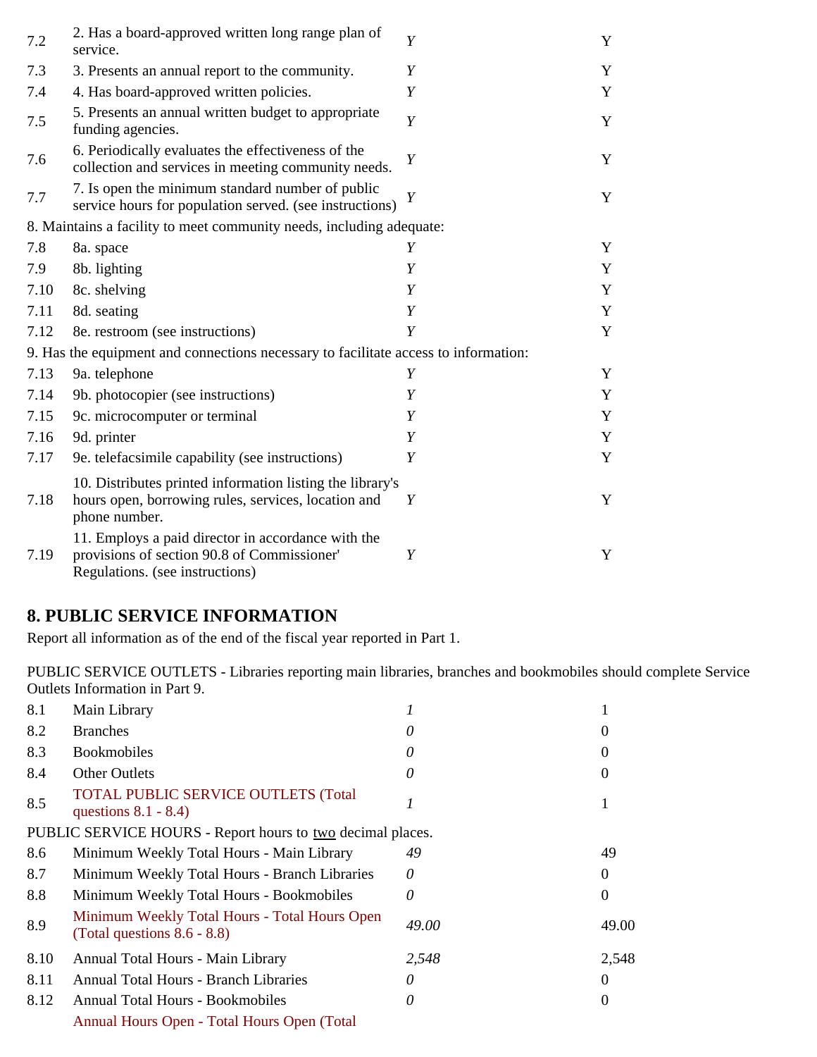| | | | |
|---|---|---|---|
| 7.2 | 2. Has a board-approved written long range plan of service. | *Y* | Y |
| 7.3 | 3. Presents an annual report to the community. | *Y* | Y |
| 7.4 | 4. Has board-approved written policies. | *Y* | Y |
| 7.5 | 5. Presents an annual written budget to appropriate funding agencies. | *Y* | Y |
| 7.6 | 6. Periodically evaluates the effectiveness of the collection and services in meeting community needs. | *Y* | Y |
| 7.7 | 7. Is open the minimum standard number of public service hours for population served. (see instructions) | *Y* | Y |
| 8. Maintains a facility to meet community needs, including adequate: | | | |
| 7.8 | 8a. space | *Y* | Y |
| 7.9 | 8b. lighting | *Y* | Y |
| 7.10 | 8c. shelving | *Y* | Y |
| 7.11 | 8d. seating | *Y* | Y |
| 7.12 | 8e. restroom (see instructions) | *Y* | Y |
| 9. Has the equipment and connections necessary to facilitate access to information: | | | |
| 7.13 | 9a. telephone | *Y* | Y |
| 7.14 | 9b. photocopier (see instructions) | *Y* | Y |
| 7.15 | 9c. microcomputer or terminal | *Y* | Y |
| 7.16 | 9d. printer | *Y* | Y |
| 7.17 | 9e. telefacsimile capability (see instructions) | *Y* | Y |
| 7.18 | 10. Distributes printed information listing the library's hours open, borrowing rules, services, location and phone number. | *Y* | Y |
| 7.19 | 11. Employs a paid director in accordance with the provisions of section 90.8 of Commissioner' Regulations. (see instructions) | *Y* | Y |

## 8. PUBLIC SERVICE INFORMATION

Report all information as of the end of the fiscal year reported in Part 1.

PUBLIC SERVICE OUTLETS - Libraries reporting main libraries, branches and bookmobiles should complete Service Outlets Information in Part 9.

| | | | |
|---|---|---|---|
| 8.1 | Main Library | *1* | 1 |
| 8.2 | Branches | *0* | 0 |
| 8.3 | Bookmobiles | *0* | 0 |
| 8.4 | Other Outlets | *0* | 0 |
| 8.5 | TOTAL PUBLIC SERVICE OUTLETS (Total questions 8.1 - 8.4) | *1* | 1 |
| PUBLIC SERVICE HOURS - Report hours to two decimal places. | | | |
| 8.6 | Minimum Weekly Total Hours - Main Library | *49* | 49 |
| 8.7 | Minimum Weekly Total Hours - Branch Libraries | *0* | 0 |
| 8.8 | Minimum Weekly Total Hours - Bookmobiles | *0* | 0 |
| 8.9 | Minimum Weekly Total Hours - Total Hours Open (Total questions 8.6 - 8.8) | *49.00* | 49.00 |
| 8.10 | Annual Total Hours - Main Library | *2,548* | 2,548 |
| 8.11 | Annual Total Hours - Branch Libraries | *0* | 0 |
| 8.12 | Annual Total Hours - Bookmobiles | *0* | 0 |
| | Annual Hours Open - Total Hours Open (Total | | |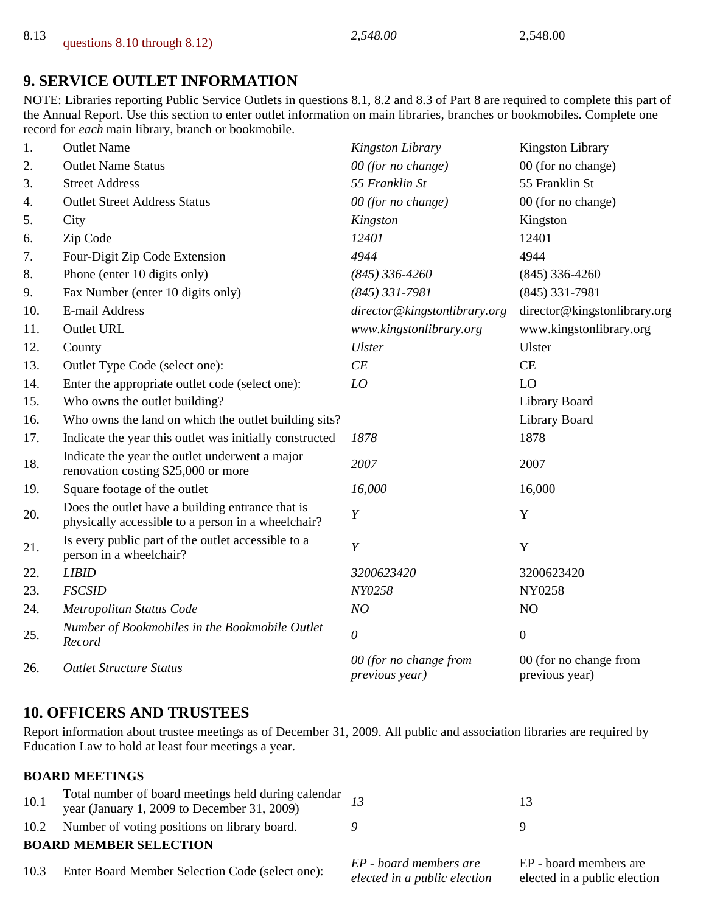| | | | |
|---|---|---|---|
| 8.13 | questions 8.10 through 8.12) | *2,548.00* | 2,548.00 |

## 9. SERVICE OUTLET INFORMATION

NOTE: Libraries reporting Public Service Outlets in questions 8.1, 8.2 and 8.3 of Part 8 are required to complete this part of the Annual Report. Use this section to enter outlet information on main libraries, branches or bookmobiles. Complete one record for *each* main library, branch or bookmobile.

| | | | |
|---|---|---|---|
| 1. | Outlet Name | *Kingston Library* | Kingston Library |
| 2. | Outlet Name Status | *00 (for no change)* | 00 (for no change) |
| 3. | Street Address | *55 Franklin St* | 55 Franklin St |
| 4. | Outlet Street Address Status | *00 (for no change)* | 00 (for no change) |
| 5. | City | *Kingston* | Kingston |
| 6. | Zip Code | *12401* | 12401 |
| 7. | Four-Digit Zip Code Extension | *4944* | 4944 |
| 8. | Phone (enter 10 digits only) | *(845) 336-4260* | (845) 336-4260 |
| 9. | Fax Number (enter 10 digits only) | *(845) 331-7981* | (845) 331-7981 |
| 10. | E-mail Address | *director@kingstonlibrary.org* | director@kingstonlibrary.org |
| 11. | Outlet URL | *www.kingstonlibrary.org* | www.kingstonlibrary.org |
| 12. | County | *Ulster* | Ulster |
| 13. | Outlet Type Code (select one): | *CE* | CE |
| 14. | Enter the appropriate outlet code (select one): | *LO* | LO |
| 15. | Who owns the outlet building? | | Library Board |
| 16. | Who owns the land on which the outlet building sits? | | Library Board |
| 17. | Indicate the year this outlet was initially constructed | *1878* | 1878 |
| 18. | Indicate the year the outlet underwent a major renovation costing $25,000 or more | *2007* | 2007 |
| 19. | Square footage of the outlet | *16,000* | 16,000 |
| 20. | Does the outlet have a building entrance that is physically accessible to a person in a wheelchair? | *Y* | Y |
| 21. | Is every public part of the outlet accessible to a person in a wheelchair? | *Y* | Y |
| 22. | *LIBID* | *3200623420* | 3200623420 |
| 23. | *FSCSID* | *NY0258* | NY0258 |
| 24. | *Metropolitan Status Code* | *NO* | NO |
| 25. | *Number of Bookmobiles in the Bookmobile Outlet Record* | *0* | 0 |
| 26. | *Outlet Structure Status* | *00 (for no change from previous year)* | 00 (for no change from previous year) |

## 10. OFFICERS AND TRUSTEES

Report information about trustee meetings as of December 31, 2009. All public and association libraries are required by Education Law to hold at least four meetings a year.

**BOARD MEETINGS**

| | | | |
|---|---|---|---|
| 10.1 | Total number of board meetings held during calendar year (January 1, 2009 to December 31, 2009) | *13* | 13 |
| 10.2 | Number of voting positions on library board. | *9* | 9 |

**BOARD MEMBER SELECTION**

| | | | |
|---|---|---|---|
| 10.3 | Enter Board Member Selection Code (select one): | *EP - board members are elected in a public election* | EP - board members are elected in a public election |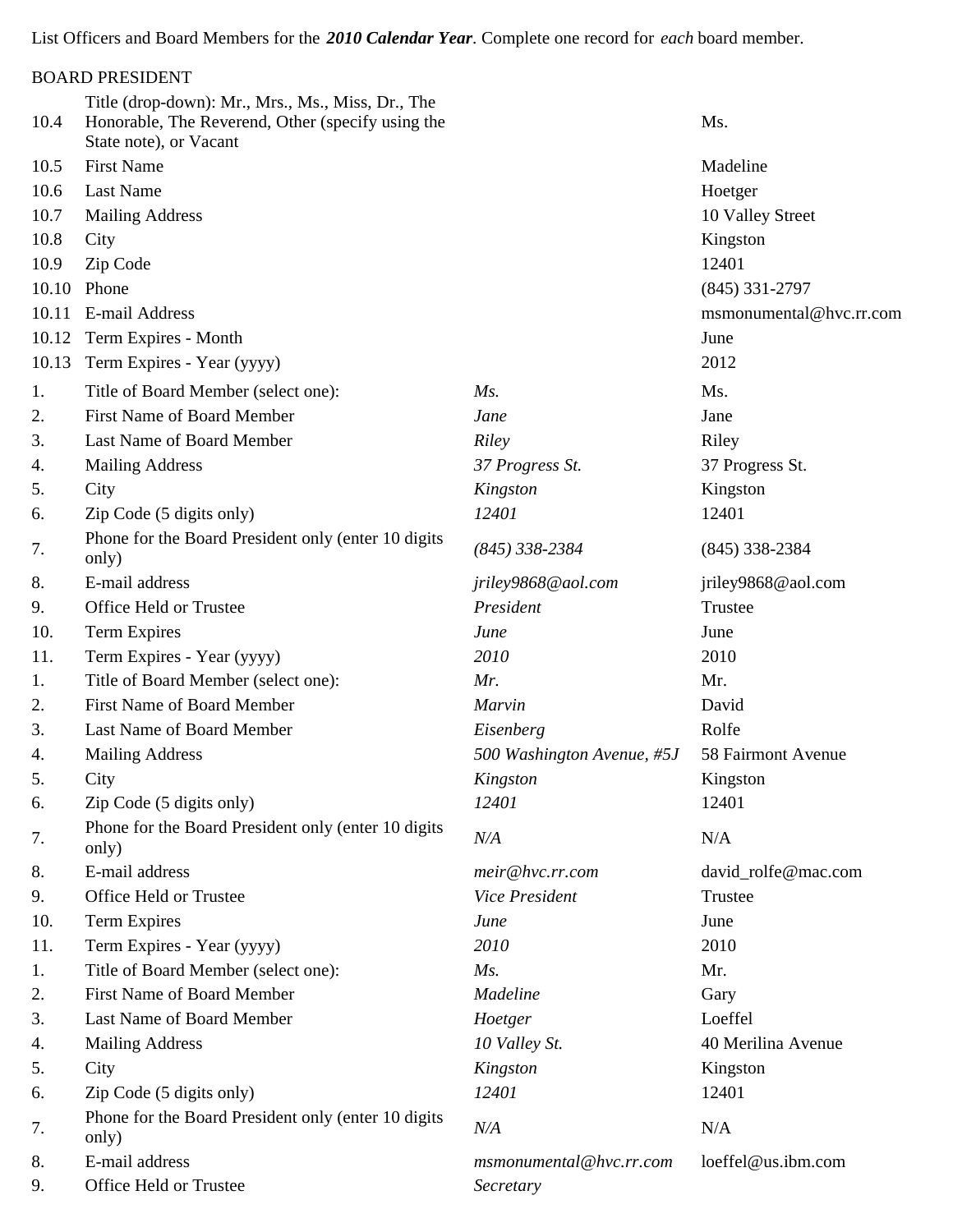List Officers and Board Members for the ***2010 Calendar Year***. Complete one record for *each* board member.

BOARD PRESIDENT

| | | | |
|---|---|---|---|
| 10.4 | Title (drop-down): Mr., Mrs., Ms., Miss, Dr., The Honorable, The Reverend, Other (specify using the State note), or Vacant | | Ms. |
| 10.5 | First Name | | Madeline |
| 10.6 | Last Name | | Hoetger |
| 10.7 | Mailing Address | | 10 Valley Street |
| 10.8 | City | | Kingston |
| 10.9 | Zip Code | | 12401 |
| 10.10 | Phone | | (845) 331-2797 |
| 10.11 | E-mail Address | | msmonumental@hvc.rr.com |
| 10.12 | Term Expires - Month | | June |
| 10.13 | Term Expires - Year (yyyy) | | 2012 |
| 1. | Title of Board Member (select one): | *Ms.* | Ms. |
| 2. | First Name of Board Member | *Jane* | Jane |
| 3. | Last Name of Board Member | *Riley* | Riley |
| 4. | Mailing Address | *37 Progress St.* | 37 Progress St. |
| 5. | City | *Kingston* | Kingston |
| 6. | Zip Code (5 digits only) | *12401* | 12401 |
| 7. | Phone for the Board President only (enter 10 digits only) | *(845) 338-2384* | (845) 338-2384 |
| 8. | E-mail address | *jriley9868@aol.com* | jriley9868@aol.com |
| 9. | Office Held or Trustee | *President* | Trustee |
| 10. | Term Expires | *June* | June |
| 11. | Term Expires - Year (yyyy) | *2010* | 2010 |
| 1. | Title of Board Member (select one): | *Mr.* | Mr. |
| 2. | First Name of Board Member | *Marvin* | David |
| 3. | Last Name of Board Member | *Eisenberg* | Rolfe |
| 4. | Mailing Address | *500 Washington Avenue, #5J* | 58 Fairmont Avenue |
| 5. | City | *Kingston* | Kingston |
| 6. | Zip Code (5 digits only) | *12401* | 12401 |
| 7. | Phone for the Board President only (enter 10 digits only) | *N/A* | N/A |
| 8. | E-mail address | *meir@hvc.rr.com* | david_rolfe@mac.com |
| 9. | Office Held or Trustee | *Vice President* | Trustee |
| 10. | Term Expires | *June* | June |
| 11. | Term Expires - Year (yyyy) | *2010* | 2010 |
| 1. | Title of Board Member (select one): | *Ms.* | Mr. |
| 2. | First Name of Board Member | *Madeline* | Gary |
| 3. | Last Name of Board Member | *Hoetger* | Loeffel |
| 4. | Mailing Address | *10 Valley St.* | 40 Merilina Avenue |
| 5. | City | *Kingston* | Kingston |
| 6. | Zip Code (5 digits only) | *12401* | 12401 |
| 7. | Phone for the Board President only (enter 10 digits only) | *N/A* | N/A |
| 8. | E-mail address | *msmonumental@hvc.rr.com* | loeffel@us.ibm.com |
| 9. | Office Held or Trustee | *Secretary* | |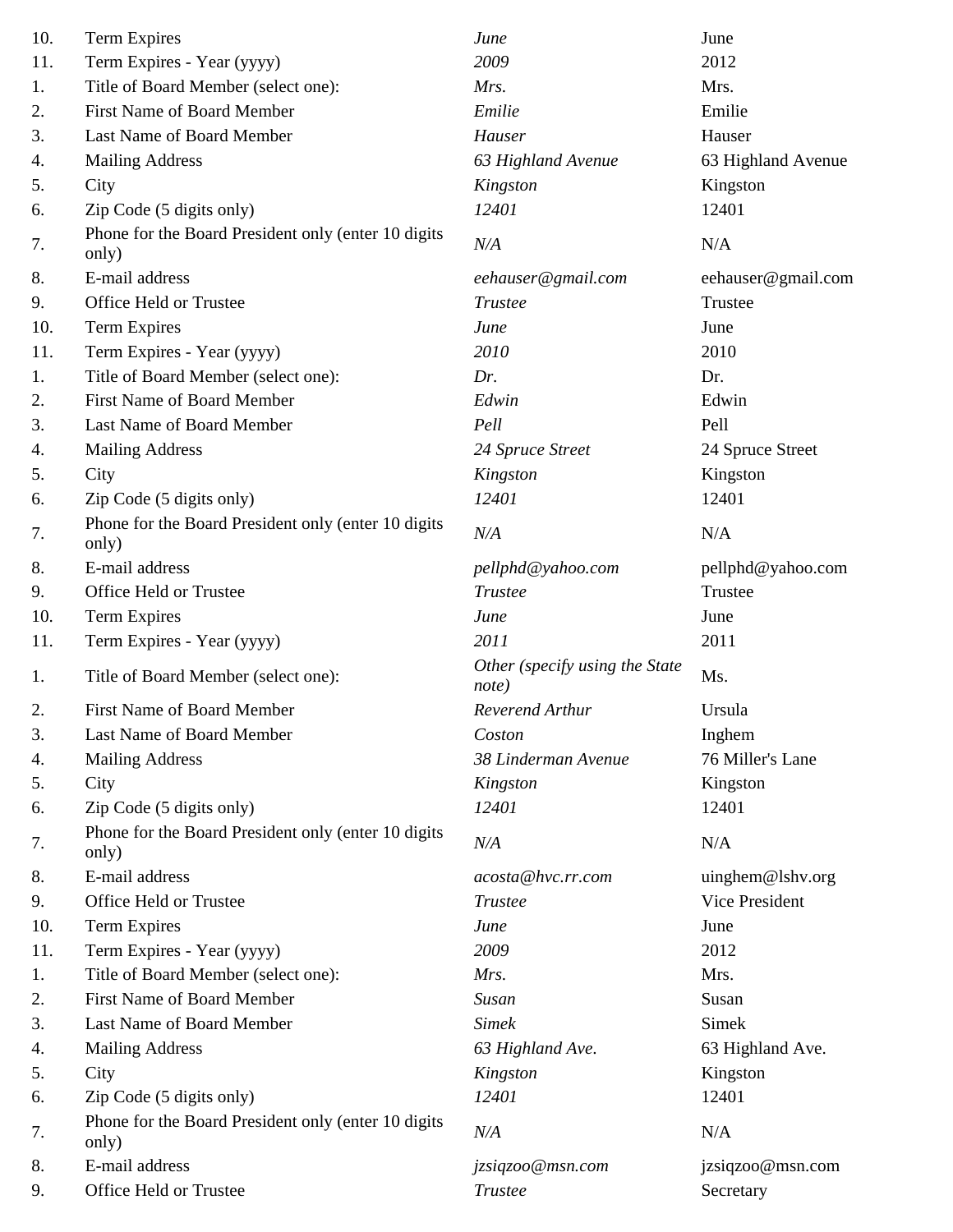| | | | |
|---|---|---|---|
| 10. | Term Expires | *June* | June |
| 11. | Term Expires - Year (yyyy) | *2009* | 2012 |
| 1. | Title of Board Member (select one): | *Mrs.* | Mrs. |
| 2. | First Name of Board Member | *Emilie* | Emilie |
| 3. | Last Name of Board Member | *Hauser* | Hauser |
| 4. | Mailing Address | *63 Highland Avenue* | 63 Highland Avenue |
| 5. | City | *Kingston* | Kingston |
| 6. | Zip Code (5 digits only) | *12401* | 12401 |
| 7. | Phone for the Board President only (enter 10 digits only) | *N/A* | N/A |
| 8. | E-mail address | *eehauser@gmail.com* | eehauser@gmail.com |
| 9. | Office Held or Trustee | *Trustee* | Trustee |
| 10. | Term Expires | *June* | June |
| 11. | Term Expires - Year (yyyy) | *2010* | 2010 |
| 1. | Title of Board Member (select one): | *Dr.* | Dr. |
| 2. | First Name of Board Member | *Edwin* | Edwin |
| 3. | Last Name of Board Member | *Pell* | Pell |
| 4. | Mailing Address | *24 Spruce Street* | 24 Spruce Street |
| 5. | City | *Kingston* | Kingston |
| 6. | Zip Code (5 digits only) | *12401* | 12401 |
| 7. | Phone for the Board President only (enter 10 digits only) | *N/A* | N/A |
| 8. | E-mail address | *pellphd@yahoo.com* | pellphd@yahoo.com |
| 9. | Office Held or Trustee | *Trustee* | Trustee |
| 10. | Term Expires | *June* | June |
| 11. | Term Expires - Year (yyyy) | *2011* | 2011 |
| 1. | Title of Board Member (select one): | *Other (specify using the State note)* | Ms. |
| 2. | First Name of Board Member | *Reverend Arthur* | Ursula |
| 3. | Last Name of Board Member | *Coston* | Inghem |
| 4. | Mailing Address | *38 Linderman Avenue* | 76 Miller's Lane |
| 5. | City | *Kingston* | Kingston |
| 6. | Zip Code (5 digits only) | *12401* | 12401 |
| 7. | Phone for the Board President only (enter 10 digits only) | *N/A* | N/A |
| 8. | E-mail address | *acosta@hvc.rr.com* | uinghem@lshv.org |
| 9. | Office Held or Trustee | *Trustee* | Vice President |
| 10. | Term Expires | *June* | June |
| 11. | Term Expires - Year (yyyy) | *2009* | 2012 |
| 1. | Title of Board Member (select one): | *Mrs.* | Mrs. |
| 2. | First Name of Board Member | *Susan* | Susan |
| 3. | Last Name of Board Member | *Simek* | Simek |
| 4. | Mailing Address | *63 Highland Ave.* | 63 Highland Ave. |
| 5. | City | *Kingston* | Kingston |
| 6. | Zip Code (5 digits only) | *12401* | 12401 |
| 7. | Phone for the Board President only (enter 10 digits only) | *N/A* | N/A |
| 8. | E-mail address | *jzsiqzoo@msn.com* | jzsiqzoo@msn.com |
| 9. | Office Held or Trustee | *Trustee* | Secretary |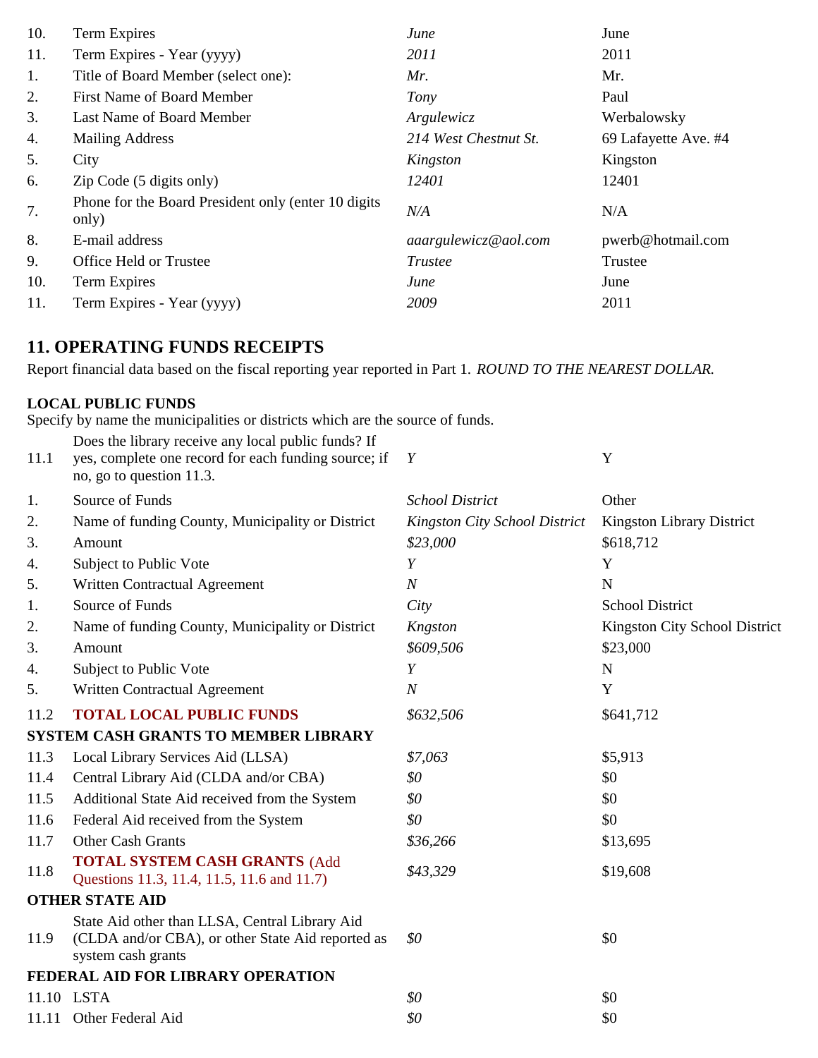| | | | |
|---|---|---|---|
| 10. | Term Expires | *June* | June |
| 11. | Term Expires - Year (yyyy) | *2011* | 2011 |
| 1. | Title of Board Member (select one): | *Mr.* | Mr. |
| 2. | First Name of Board Member | *Tony* | Paul |
| 3. | Last Name of Board Member | *Argulewicz* | Werbalowsky |
| 4. | Mailing Address | *214 West Chestnut St.* | 69 Lafayette Ave. #4 |
| 5. | City | *Kingston* | Kingston |
| 6. | Zip Code (5 digits only) | *12401* | 12401 |
| 7. | Phone for the Board President only (enter 10 digits only) | *N/A* | N/A |
| 8. | E-mail address | *aaargulewicz@aol.com* | pwerb@hotmail.com |
| 9. | Office Held or Trustee | *Trustee* | Trustee |
| 10. | Term Expires | *June* | June |
| 11. | Term Expires - Year (yyyy) | *2009* | 2011 |

## 11. OPERATING FUNDS RECEIPTS

Report financial data based on the fiscal reporting year reported in Part 1. *ROUND TO THE NEAREST DOLLAR.*

**LOCAL PUBLIC FUNDS**

Specify by name the municipalities or districts which are the source of funds.

| | | | |
|---|---|---|---|
| 11.1 | Does the library receive any local public funds? If yes, complete one record for each funding source; if no, go to question 11.3. | *Y* | Y |
| 1. | Source of Funds | *School District* | Other |
| 2. | Name of funding County, Municipality or District | *Kingston City School District* | Kingston Library District |
| 3. | Amount | *$23,000* | $618,712 |
| 4. | Subject to Public Vote | *Y* | Y |
| 5. | Written Contractual Agreement | *N* | N |
| 1. | Source of Funds | *City* | School District |
| 2. | Name of funding County, Municipality or District | *Kngston* | Kingston City School District |
| 3. | Amount | *$609,506* | $23,000 |
| 4. | Subject to Public Vote | *Y* | N |
| 5. | Written Contractual Agreement | *N* | Y |
| 11.2 | **TOTAL LOCAL PUBLIC FUNDS** | *$632,506* | $641,712 |
| **SYSTEM CASH GRANTS TO MEMBER LIBRARY** | | | |
| 11.3 | Local Library Services Aid (LLSA) | *$7,063* | $5,913 |
| 11.4 | Central Library Aid (CLDA and/or CBA) | *$0* | $0 |
| 11.5 | Additional State Aid received from the System | *$0* | $0 |
| 11.6 | Federal Aid received from the System | *$0* | $0 |
| 11.7 | Other Cash Grants | *$36,266* | $13,695 |
| 11.8 | **TOTAL SYSTEM CASH GRANTS** (Add Questions 11.3, 11.4, 11.5, 11.6 and 11.7) | *$43,329* | $19,608 |
| **OTHER STATE AID** | | | |
| 11.9 | State Aid other than LLSA, Central Library Aid (CLDA and/or CBA), or other State Aid reported as system cash grants | *$0* | $0 |
| **FEDERAL AID FOR LIBRARY OPERATION** | | | |
| 11.10 | LSTA | *$0* | $0 |
| 11.11 | Other Federal Aid | *$0* | $0 |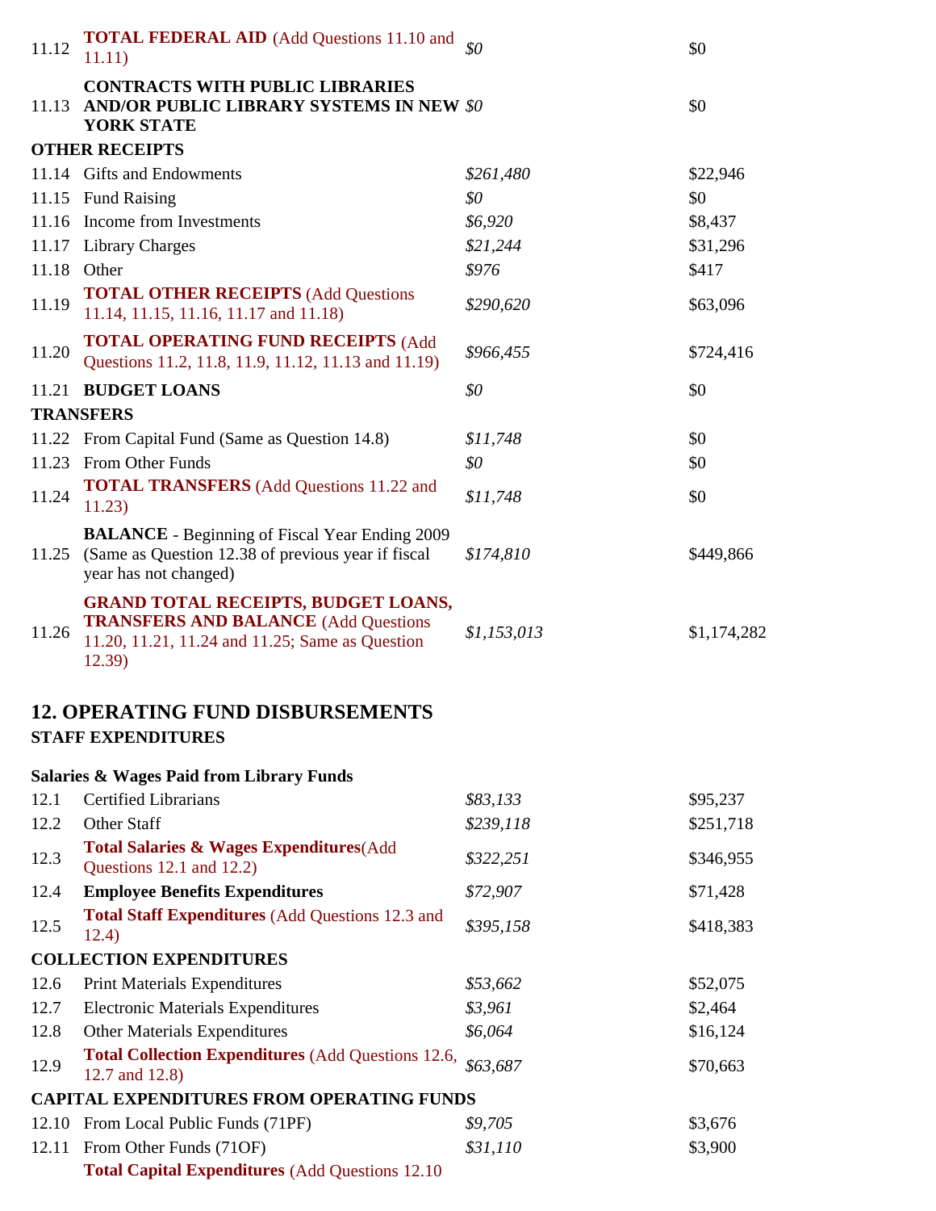| | | | |
|---|---|---|---|
| 11.12 | **TOTAL FEDERAL AID** (Add Questions 11.10 and 11.11) | *$0* | $0 |
| 11.13 | **CONTRACTS WITH PUBLIC LIBRARIES AND/OR PUBLIC LIBRARY SYSTEMS IN NEW YORK STATE** | *$0* | $0 |
| **OTHER RECEIPTS** | | | |
| 11.14 | Gifts and Endowments | *$261,480* | $22,946 |
| 11.15 | Fund Raising | *$0* | $0 |
| 11.16 | Income from Investments | *$6,920* | $8,437 |
| 11.17 | Library Charges | *$21,244* | $31,296 |
| 11.18 | Other | *$976* | $417 |
| 11.19 | **TOTAL OTHER RECEIPTS** (Add Questions 11.14, 11.15, 11.16, 11.17 and 11.18) | *$290,620* | $63,096 |
| 11.20 | **TOTAL OPERATING FUND RECEIPTS** (Add Questions 11.2, 11.8, 11.9, 11.12, 11.13 and 11.19) | *$966,455* | $724,416 |
| 11.21 | **BUDGET LOANS** | *$0* | $0 |
| **TRANSFERS** | | | |
| 11.22 | From Capital Fund (Same as Question 14.8) | *$11,748* | $0 |
| 11.23 | From Other Funds | *$0* | $0 |
| 11.24 | **TOTAL TRANSFERS** (Add Questions 11.22 and 11.23) | *$11,748* | $0 |
| 11.25 | **BALANCE** - Beginning of Fiscal Year Ending 2009 (Same as Question 12.38 of previous year if fiscal year has not changed) | *$174,810* | $449,866 |
| 11.26 | **GRAND TOTAL RECEIPTS, BUDGET LOANS, TRANSFERS AND BALANCE** (Add Questions 11.20, 11.21, 11.24 and 11.25; Same as Question 12.39) | *$1,153,013* | $1,174,282 |

## 12. OPERATING FUND DISBURSEMENTS

**STAFF EXPENDITURES**

**Salaries & Wages Paid from Library Funds**

| | | | |
|---|---|---|---|
| 12.1 | Certified Librarians | *$83,133* | $95,237 |
| 12.2 | Other Staff | *$239,118* | $251,718 |
| 12.3 | **Total Salaries & Wages Expenditures**(Add Questions 12.1 and 12.2) | *$322,251* | $346,955 |
| 12.4 | **Employee Benefits Expenditures** | *$72,907* | $71,428 |
| 12.5 | **Total Staff Expenditures** (Add Questions 12.3 and 12.4) | *$395,158* | $418,383 |
| **COLLECTION EXPENDITURES** | | | |
| 12.6 | Print Materials Expenditures | *$53,662* | $52,075 |
| 12.7 | Electronic Materials Expenditures | *$3,961* | $2,464 |
| 12.8 | Other Materials Expenditures | *$6,064* | $16,124 |
| 12.9 | **Total Collection Expenditures** (Add Questions 12.6, 12.7 and 12.8) | *$63,687* | $70,663 |
| **CAPITAL EXPENDITURES FROM OPERATING FUNDS** | | | |
| 12.10 | From Local Public Funds (71PF) | *$9,705* | $3,676 |
| 12.11 | From Other Funds (71OF) | *$31,110* | $3,900 |
| | **Total Capital Expenditures** (Add Questions 12.10 | | |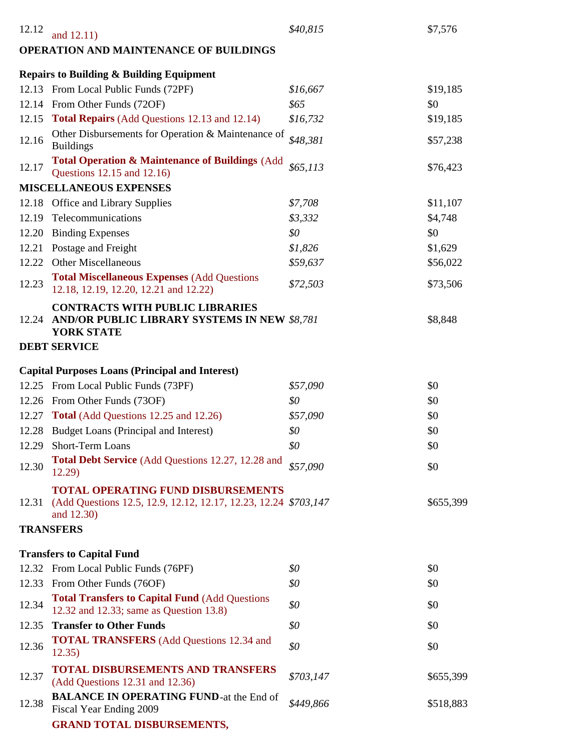| | | | |
|---|---|---|---|
| 12.12 | and 12.11) | *$40,815* | $7,576 |
| **OPERATION AND MAINTENANCE OF BUILDINGS** | | | |
| **Repairs to Building & Building Equipment** | | | |
| 12.13 | From Local Public Funds (72PF) | *$16,667* | $19,185 |
| 12.14 | From Other Funds (72OF) | *$65* | $0 |
| 12.15 | **Total Repairs** (Add Questions 12.13 and 12.14) | *$16,732* | $19,185 |
| 12.16 | Other Disbursements for Operation & Maintenance of Buildings | *$48,381* | $57,238 |
| 12.17 | **Total Operation & Maintenance of Buildings** (Add Questions 12.15 and 12.16) | *$65,113* | $76,423 |
| **MISCELLANEOUS EXPENSES** | | | |
| 12.18 | Office and Library Supplies | *$7,708* | $11,107 |
| 12.19 | Telecommunications | *$3,332* | $4,748 |
| 12.20 | Binding Expenses | *$0* | $0 |
| 12.21 | Postage and Freight | *$1,826* | $1,629 |
| 12.22 | Other Miscellaneous | *$59,637* | $56,022 |
| 12.23 | **Total Miscellaneous Expenses** (Add Questions 12.18, 12.19, 12.20, 12.21 and 12.22) | *$72,503* | $73,506 |
| 12.24 | **CONTRACTS WITH PUBLIC LIBRARIES AND/OR PUBLIC LIBRARY SYSTEMS IN NEW YORK STATE** | *$8,781* | $8,848 |
| **DEBT SERVICE** | | | |
| **Capital Purposes Loans (Principal and Interest)** | | | |
| 12.25 | From Local Public Funds (73PF) | *$57,090* | $0 |
| 12.26 | From Other Funds (73OF) | *$0* | $0 |
| 12.27 | **Total** (Add Questions 12.25 and 12.26) | *$57,090* | $0 |
| 12.28 | Budget Loans (Principal and Interest) | *$0* | $0 |
| 12.29 | Short-Term Loans | *$0* | $0 |
| 12.30 | **Total Debt Service** (Add Questions 12.27, 12.28 and 12.29) | *$57,090* | $0 |
| 12.31 | **TOTAL OPERATING FUND DISBURSEMENTS** (Add Questions 12.5, 12.9, 12.12, 12.17, 12.23, 12.24 and 12.30) | *$703,147* | $655,399 |
| **TRANSFERS** | | | |
| **Transfers to Capital Fund** | | | |
| 12.32 | From Local Public Funds (76PF) | *$0* | $0 |
| 12.33 | From Other Funds (76OF) | *$0* | $0 |
| 12.34 | **Total Transfers to Capital Fund** (Add Questions 12.32 and 12.33; same as Question 13.8) | *$0* | $0 |
| 12.35 | **Transfer to Other Funds** | *$0* | $0 |
| 12.36 | **TOTAL TRANSFERS** (Add Questions 12.34 and 12.35) | *$0* | $0 |
| 12.37 | **TOTAL DISBURSEMENTS AND TRANSFERS** (Add Questions 12.31 and 12.36) | *$703,147* | $655,399 |
| 12.38 | **BALANCE IN OPERATING FUND**-at the End of Fiscal Year Ending 2009 | *$449,866* | $518,883 |
| | **GRAND TOTAL DISBURSEMENTS,** | | |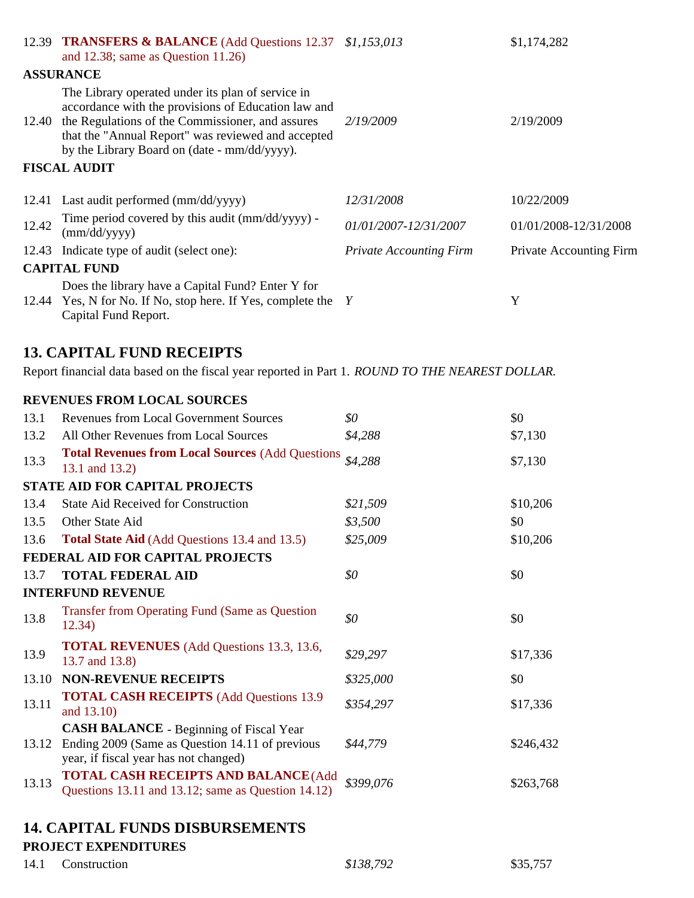| | | | |
|---|---|---|---|
| 12.39 | **TRANSFERS & BALANCE** (Add Questions 12.37 and 12.38; same as Question 11.26) | *$1,153,013* | $1,174,282 |

**ASSURANCE**

| | | | |
|---|---|---|---|
| 12.40 | The Library operated under its plan of service in accordance with the provisions of Education law and the Regulations of the Commissioner, and assures that the "Annual Report" was reviewed and accepted by the Library Board on (date - mm/dd/yyyy). | *2/19/2009* | 2/19/2009 |

**FISCAL AUDIT**

| | | | |
|---|---|---|---|
| 12.41 | Last audit performed (mm/dd/yyyy) | *12/31/2008* | 10/22/2009 |
| 12.42 | Time period covered by this audit (mm/dd/yyyy) - (mm/dd/yyyy) | *01/01/2007-12/31/2007* | 01/01/2008-12/31/2008 |
| 12.43 | Indicate type of audit (select one): | *Private Accounting Firm* | Private Accounting Firm |

**CAPITAL FUND**

| | | | |
|---|---|---|---|
| 12.44 | Does the library have a Capital Fund? Enter Y for Yes, N for No. If No, stop here. If Yes, complete the Capital Fund Report. | *Y* | Y |

## 13. CAPITAL FUND RECEIPTS

Report financial data based on the fiscal year reported in Part 1. *ROUND TO THE NEAREST DOLLAR.*

**REVENUES FROM LOCAL SOURCES**

| | | | |
|---|---|---|---|
| 13.1 | Revenues from Local Government Sources | *$0* | $0 |
| 13.2 | All Other Revenues from Local Sources | *$4,288* | $7,130 |
| 13.3 | **Total Revenues from Local Sources** (Add Questions 13.1 and 13.2) | *$4,288* | $7,130 |

**STATE AID FOR CAPITAL PROJECTS**

| | | | |
|---|---|---|---|
| 13.4 | State Aid Received for Construction | *$21,509* | $10,206 |
| 13.5 | Other State Aid | *$3,500* | $0 |
| 13.6 | **Total State Aid** (Add Questions 13.4 and 13.5) | *$25,009* | $10,206 |

**FEDERAL AID FOR CAPITAL PROJECTS**

| | | | |
|---|---|---|---|
| 13.7 | **TOTAL FEDERAL AID** | *$0* | $0 |

**INTERFUND REVENUE**

| | | | |
|---|---|---|---|
| 13.8 | Transfer from Operating Fund (Same as Question 12.34) | *$0* | $0 |
| 13.9 | **TOTAL REVENUES** (Add Questions 13.3, 13.6, 13.7 and 13.8) | *$29,297* | $17,336 |
| 13.10 | **NON-REVENUE RECEIPTS** | *$325,000* | $0 |
| 13.11 | **TOTAL CASH RECEIPTS** (Add Questions 13.9 and 13.10) | *$354,297* | $17,336 |
| 13.12 | **CASH BALANCE** - Beginning of Fiscal Year Ending 2009 (Same as Question 14.11 of previous year, if fiscal year has not changed) | *$44,779* | $246,432 |
| 13.13 | **TOTAL CASH RECEIPTS AND BALANCE** (Add Questions 13.11 and 13.12; same as Question 14.12) | *$399,076* | $263,768 |

## 14. CAPITAL FUNDS DISBURSEMENTS

**PROJECT EXPENDITURES**

| | | | |
|---|---|---|---|
| 14.1 | Construction | *$138,792* | $35,757 |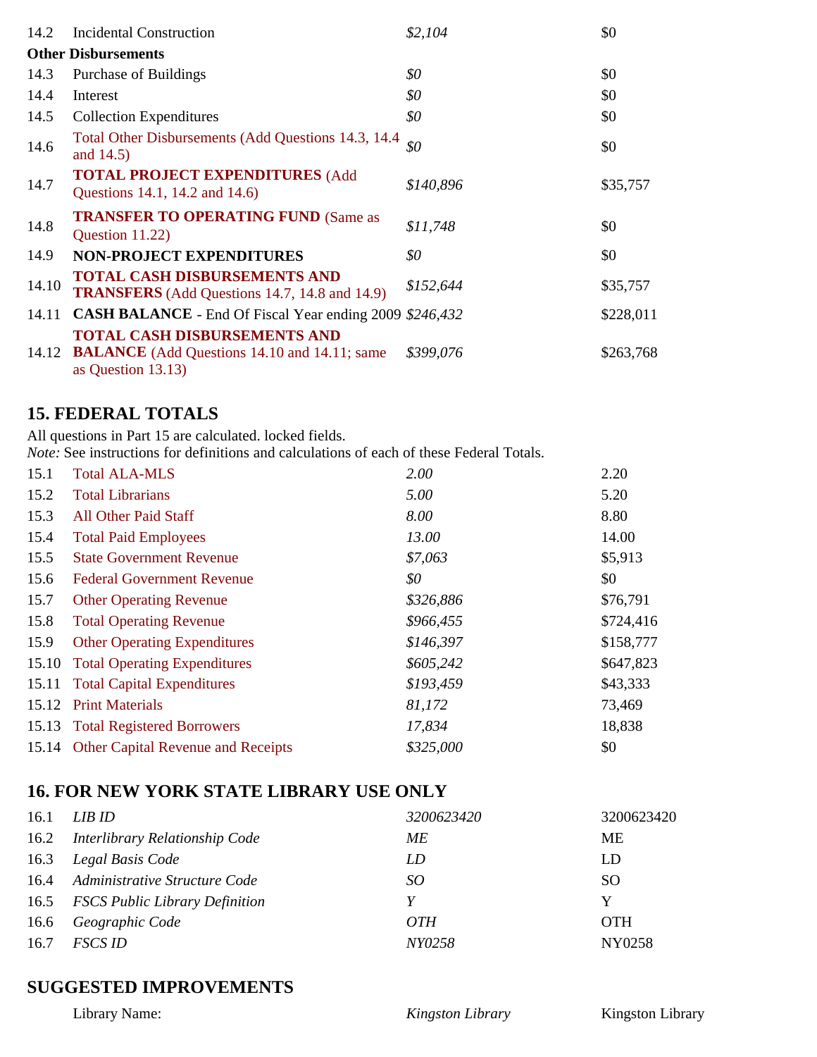| | | | |
|---|---|---|---|
| 14.2 | Incidental Construction | *$2,104* | $0 |
| **Other Disbursements** | | | |
| 14.3 | Purchase of Buildings | *$0* | $0 |
| 14.4 | Interest | *$0* | $0 |
| 14.5 | Collection Expenditures | *$0* | $0 |
| 14.6 | Total Other Disbursements (Add Questions 14.3, 14.4 and 14.5) | *$0* | $0 |
| 14.7 | **TOTAL PROJECT EXPENDITURES** (Add Questions 14.1, 14.2 and 14.6) | *$140,896* | $35,757 |
| 14.8 | **TRANSFER TO OPERATING FUND** (Same as Question 11.22) | *$11,748* | $0 |
| 14.9 | **NON-PROJECT EXPENDITURES** | *$0* | $0 |
| 14.10 | **TOTAL CASH DISBURSEMENTS AND TRANSFERS** (Add Questions 14.7, 14.8 and 14.9) | *$152,644* | $35,757 |
| 14.11 | **CASH BALANCE** - End Of Fiscal Year ending 2009 | *$246,432* | $228,011 |
| 14.12 | **TOTAL CASH DISBURSEMENTS AND BALANCE** (Add Questions 14.10 and 14.11; same as Question 13.13) | *$399,076* | $263,768 |

## 15. FEDERAL TOTALS

All questions in Part 15 are calculated. locked fields.
*Note:* See instructions for definitions and calculations of each of these Federal Totals.

| | | | |
|---|---|---|---|
| 15.1 | Total ALA-MLS | *2.00* | 2.20 |
| 15.2 | Total Librarians | *5.00* | 5.20 |
| 15.3 | All Other Paid Staff | *8.00* | 8.80 |
| 15.4 | Total Paid Employees | *13.00* | 14.00 |
| 15.5 | State Government Revenue | *$7,063* | $5,913 |
| 15.6 | Federal Government Revenue | *$0* | $0 |
| 15.7 | Other Operating Revenue | *$326,886* | $76,791 |
| 15.8 | Total Operating Revenue | *$966,455* | $724,416 |
| 15.9 | Other Operating Expenditures | *$146,397* | $158,777 |
| 15.10 | Total Operating Expenditures | *$605,242* | $647,823 |
| 15.11 | Total Capital Expenditures | *$193,459* | $43,333 |
| 15.12 | Print Materials | *81,172* | 73,469 |
| 15.13 | Total Registered Borrowers | *17,834* | 18,838 |
| 15.14 | Other Capital Revenue and Receipts | *$325,000* | $0 |

## 16. FOR NEW YORK STATE LIBRARY USE ONLY

| | | | |
|---|---|---|---|
| 16.1 | *LIB ID* | *3200623420* | 3200623420 |
| 16.2 | *Interlibrary Relationship Code* | *ME* | ME |
| 16.3 | *Legal Basis Code* | *LD* | LD |
| 16.4 | *Administrative Structure Code* | *SO* | SO |
| 16.5 | *FSCS Public Library Definition* | *Y* | Y |
| 16.6 | *Geographic Code* | *OTH* | OTH |
| 16.7 | *FSCS ID* | *NY0258* | NY0258 |

## SUGGESTED IMPROVEMENTS

| | | |
|---|---|---|
| Library Name: | *Kingston Library* | Kingston Library |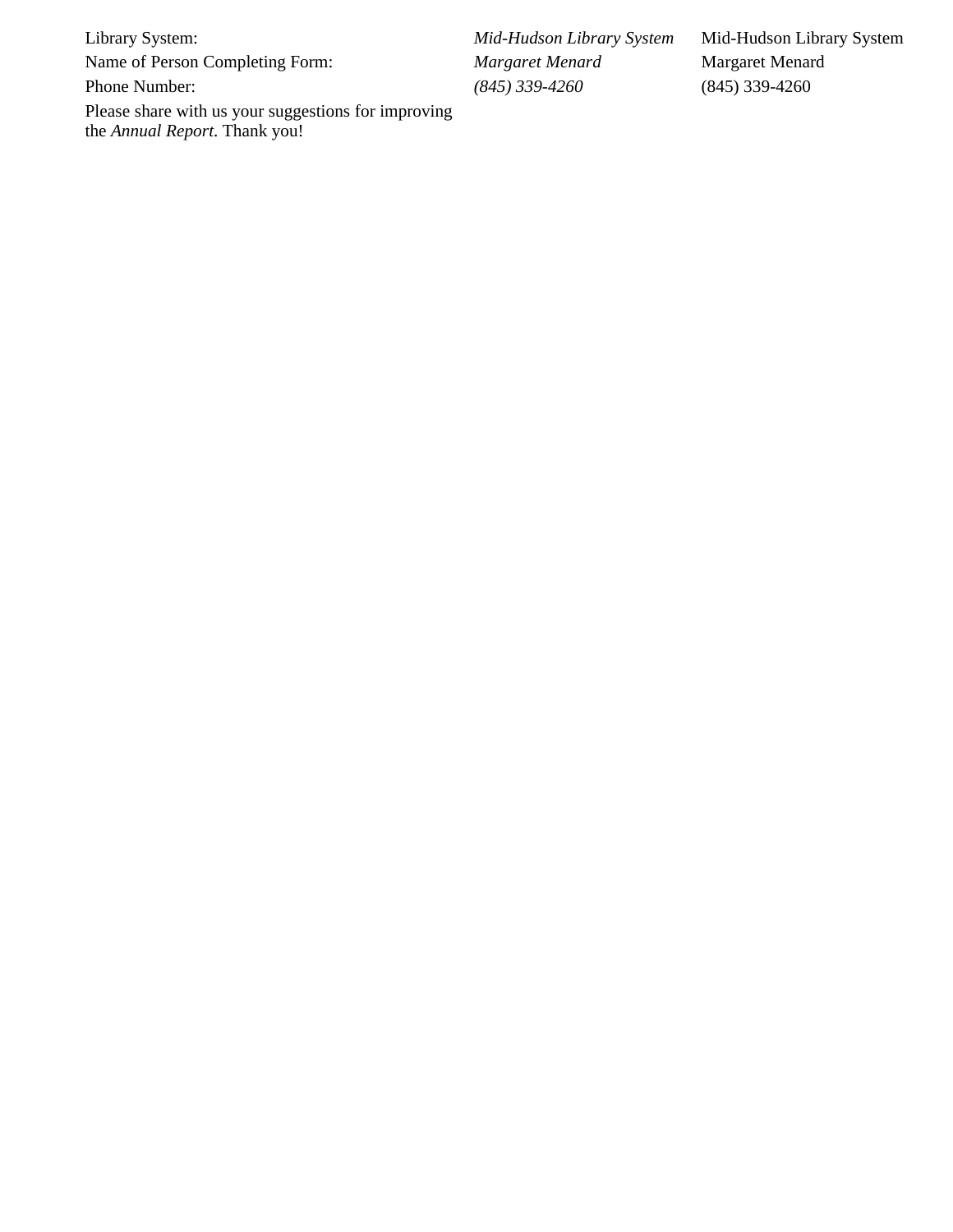| | | |
|---|---|---|
| Library System: | *Mid-Hudson Library System* | Mid-Hudson Library System |
| Name of Person Completing Form: | *Margaret Menard* | Margaret Menard |
| Phone Number: | *(845) 339-4260* | (845) 339-4260 |
| Please share with us your suggestions for improving the *Annual Report*. Thank you! | | |